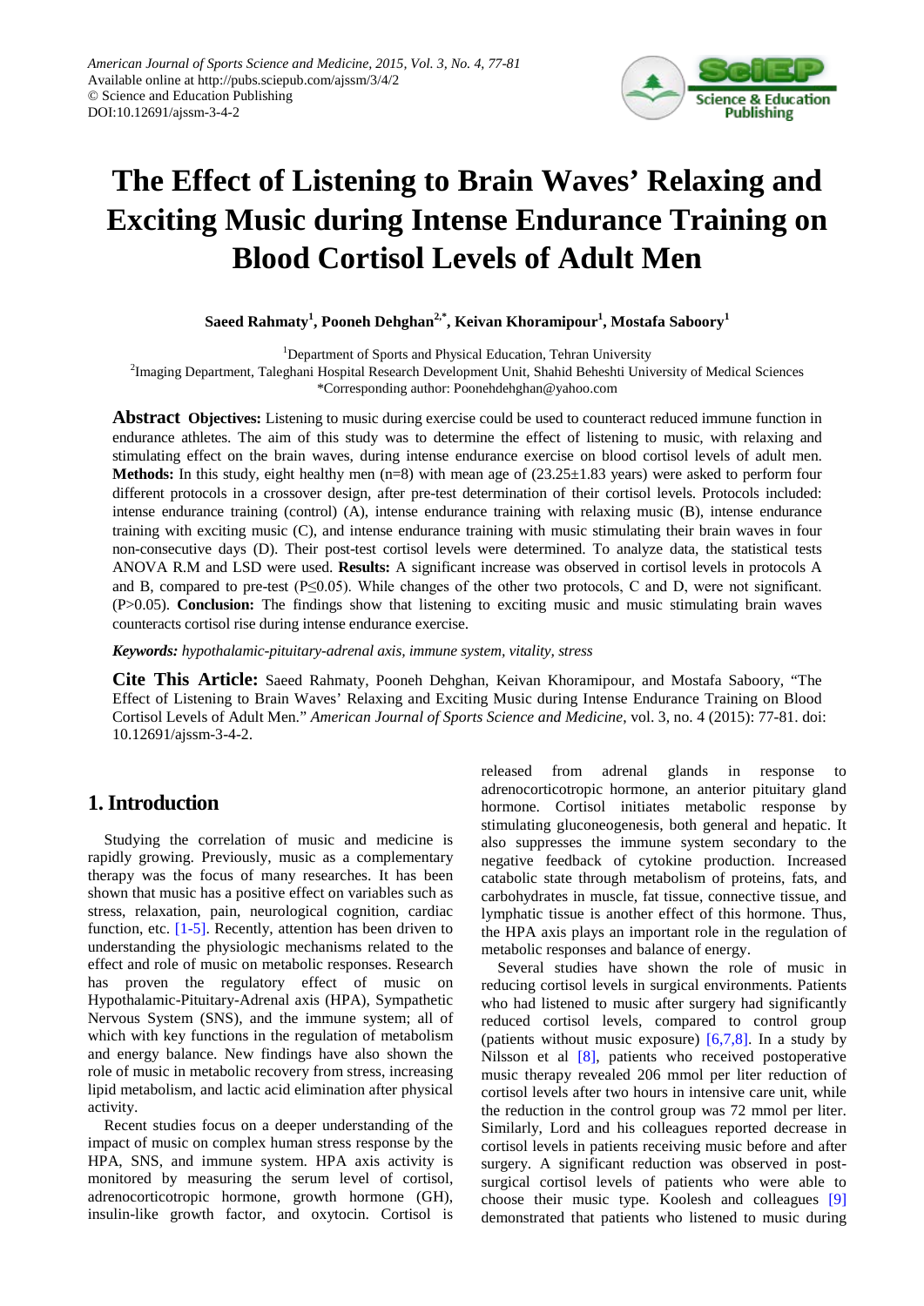American Journal of Sports Science and Medicine, 2015, Vol. 3, No. 4, 77-81
Available online at http://pubs.sciepub.com/ajssm/3/4/2
© Science and Education Publishing
DOI:10.12691/ajssm-3-4-2

# The Effect of Listening to Brain Waves' Relaxing and Exciting Music during Intense Endurance Training on Blood Cortisol Levels of Adult Men

**Saeed Rahmaty[1], Pooneh Dehghan[2,*], Keivan Khoramipour[1], Mostafa Saboory[1]**

[1]Department of Sports and Physical Education, Tehran University
[2]Imaging Department, Taleghani Hospital Research Development Unit, Shahid Beheshti University of Medical Sciences
*Corresponding author: Poonehdehghan@yahoo.com

**Abstract** **Objectives:** Listening to music during exercise could be used to counteract reduced immune function in endurance athletes. The aim of this study was to determine the effect of listening to music, with relaxing and stimulating effect on the brain waves, during intense endurance exercise on blood cortisol levels of adult men. **Methods:** In this study, eight healthy men (n=8) with mean age of (23.25±1.83 years) were asked to perform four different protocols in a crossover design, after pre-test determination of their cortisol levels. Protocols included: intense endurance training (control) (A), intense endurance training with relaxing music (B), intense endurance training with exciting music (C), and intense endurance training with music stimulating their brain waves in four non-consecutive days (D). Their post-test cortisol levels were determined. To analyze data, the statistical tests ANOVA R.M and LSD were used. **Results:** A significant increase was observed in cortisol levels in protocols A and B, compared to pre-test ($P \leq 0.05$). While changes of the other two protocols, C and D, were not significant. ($P > 0.05$). **Conclusion:** The findings show that listening to exciting music and music stimulating brain waves counteracts cortisol rise during intense endurance exercise.

***Keywords:*** *hypothalamic-pituitary-adrenal axis, immune system, vitality, stress*

**Cite This Article:** Saeed Rahmaty, Pooneh Dehghan, Keivan Khoramipour, and Mostafa Saboory, "The Effect of Listening to Brain Waves' Relaxing and Exciting Music during Intense Endurance Training on Blood Cortisol Levels of Adult Men." *American Journal of Sports Science and Medicine*, vol. 3, no. 4 (2015): 77-81. doi: 10.12691/ajssm-3-4-2.

## 1. Introduction

Studying the correlation of music and medicine is rapidly growing. Previously, music as a complementary therapy was the focus of many researches. It has been shown that music has a positive effect on variables such as stress, relaxation, pain, neurological cognition, cardiac function, etc. [1-5]. Recently, attention has been driven to understanding the physiologic mechanisms related to the effect and role of music on metabolic responses. Research has proven the regulatory effect of music on Hypothalamic-Pituitary-Adrenal axis (HPA), Sympathetic Nervous System (SNS), and the immune system; all of which with key functions in the regulation of metabolism and energy balance. New findings have also shown the role of music in metabolic recovery from stress, increasing lipid metabolism, and lactic acid elimination after physical activity.

Recent studies focus on a deeper understanding of the impact of music on complex human stress response by the HPA, SNS, and immune system. HPA axis activity is monitored by measuring the serum level of cortisol, adrenocorticotropic hormone, growth hormone (GH), insulin-like growth factor, and oxytocin. Cortisol is released from adrenal glands in response to adrenocorticotropic hormone, an anterior pituitary gland hormone. Cortisol initiates metabolic response by stimulating gluconeogenesis, both general and hepatic. It also suppresses the immune system secondary to the negative feedback of cytokine production. Increased catabolic state through metabolism of proteins, fats, and carbohydrates in muscle, fat tissue, connective tissue, and lymphatic tissue is another effect of this hormone. Thus, the HPA axis plays an important role in the regulation of metabolic responses and balance of energy.

Several studies have shown the role of music in reducing cortisol levels in surgical environments. Patients who had listened to music after surgery had significantly reduced cortisol levels, compared to control group (patients without music exposure) [6,7,8]. In a study by Nilsson et al [8], patients who received postoperative music therapy revealed 206 mmol per liter reduction of cortisol levels after two hours in intensive care unit, while the reduction in the control group was 72 mmol per liter. Similarly, Lord and his colleagues reported decrease in cortisol levels in patients receiving music before and after surgery. A significant reduction was observed in post-surgical cortisol levels of patients who were able to choose their music type. Koolesh and colleagues [9] demonstrated that patients who listened to music during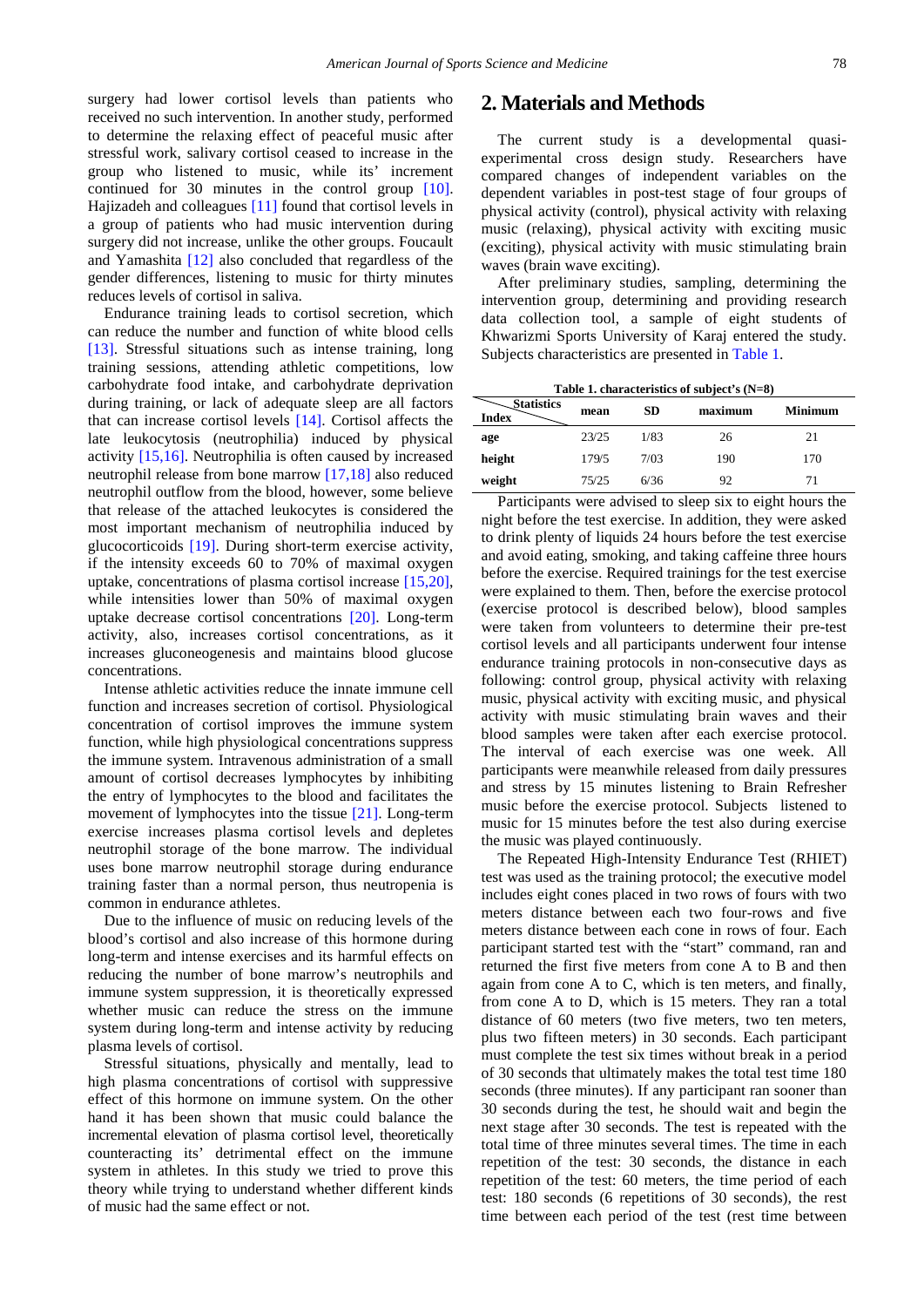surgery had lower cortisol levels than patients who received no such intervention. In another study, performed to determine the relaxing effect of peaceful music after stressful work, salivary cortisol ceased to increase in the group who listened to music, while its' increment continued for 30 minutes in the control group [10]. Hajizadeh and colleagues [11] found that cortisol levels in a group of patients who had music intervention during surgery did not increase, unlike the other groups. Foucault and Yamashita [12] also concluded that regardless of the gender differences, listening to music for thirty minutes reduces levels of cortisol in saliva.

Endurance training leads to cortisol secretion, which can reduce the number and function of white blood cells [13]. Stressful situations such as intense training, long training sessions, attending athletic competitions, low carbohydrate food intake, and carbohydrate deprivation during training, or lack of adequate sleep are all factors that can increase cortisol levels [14]. Cortisol affects the late leukocytosis (neutrophilia) induced by physical activity [15,16]. Neutrophilia is often caused by increased neutrophil release from bone marrow [17,18] also reduced neutrophil outflow from the blood, however, some believe that release of the attached leukocytes is considered the most important mechanism of neutrophilia induced by glucocorticoids [19]. During short-term exercise activity, if the intensity exceeds 60 to 70% of maximal oxygen uptake, concentrations of plasma cortisol increase [15,20], while intensities lower than 50% of maximal oxygen uptake decrease cortisol concentrations [20]. Long-term activity, also, increases cortisol concentrations, as it increases gluconeogenesis and maintains blood glucose concentrations.

Intense athletic activities reduce the innate immune cell function and increases secretion of cortisol. Physiological concentration of cortisol improves the immune system function, while high physiological concentrations suppress the immune system. Intravenous administration of a small amount of cortisol decreases lymphocytes by inhibiting the entry of lymphocytes to the blood and facilitates the movement of lymphocytes into the tissue [21]. Long-term exercise increases plasma cortisol levels and depletes neutrophil storage of the bone marrow. The individual uses bone marrow neutrophil storage during endurance training faster than a normal person, thus neutropenia is common in endurance athletes.

Due to the influence of music on reducing levels of the blood's cortisol and also increase of this hormone during long-term and intense exercises and its harmful effects on reducing the number of bone marrow's neutrophils and immune system suppression, it is theoretically expressed whether music can reduce the stress on the immune system during long-term and intense activity by reducing plasma levels of cortisol.

Stressful situations, physically and mentally, lead to high plasma concentrations of cortisol with suppressive effect of this hormone on immune system. On the other hand it has been shown that music could balance the incremental elevation of plasma cortisol level, theoretically counteracting its' detrimental effect on the immune system in athletes. In this study we tried to prove this theory while trying to understand whether different kinds of music had the same effect or not.

## 2. Materials and Methods

The current study is a developmental quasi-experimental cross design study. Researchers have compared changes of independent variables on the dependent variables in post-test stage of four groups of physical activity (control), physical activity with relaxing music (relaxing), physical activity with exciting music (exciting), physical activity with music stimulating brain waves (brain wave exciting).

After preliminary studies, sampling, determining the intervention group, determining and providing research data collection tool, a sample of eight students of Khwarizmi Sports University of Karaj entered the study. Subjects characteristics are presented in Table 1.

**Table 1. characteristics of subject's (N=8)**

| Index \ Statistics | mean | SD | maximum | Minimum |
|---|---|---|---|---|
| **age** | 23/25 | 1/83 | 26 | 21 |
| **height** | 179/5 | 7/03 | 190 | 170 |
| **weight** | 75/25 | 6/36 | 92 | 71 |

Participants were advised to sleep six to eight hours the night before the test exercise. In addition, they were asked to drink plenty of liquids 24 hours before the test exercise and avoid eating, smoking, and taking caffeine three hours before the exercise. Required trainings for the test exercise were explained to them. Then, before the exercise protocol (exercise protocol is described below), blood samples were taken from volunteers to determine their pre-test cortisol levels and all participants underwent four intense endurance training protocols in non-consecutive days as following: control group, physical activity with relaxing music, physical activity with exciting music, and physical activity with music stimulating brain waves and their blood samples were taken after each exercise protocol. The interval of each exercise was one week. All participants were meanwhile released from daily pressures and stress by 15 minutes listening to Brain Refresher music before the exercise protocol. Subjects listened to music for 15 minutes before the test also during exercise the music was played continuously.

The Repeated High-Intensity Endurance Test (RHIET) test was used as the training protocol; the executive model includes eight cones placed in two rows of fours with two meters distance between each two four-rows and five meters distance between each cone in rows of four. Each participant started test with the "start" command, ran and returned the first five meters from cone A to B and then again from cone A to C, which is ten meters, and finally, from cone A to D, which is 15 meters. They ran a total distance of 60 meters (two five meters, two ten meters, plus two fifteen meters) in 30 seconds. Each participant must complete the test six times without break in a period of 30 seconds that ultimately makes the total test time 180 seconds (three minutes). If any participant ran sooner than 30 seconds during the test, he should wait and begin the next stage after 30 seconds. The test is repeated with the total time of three minutes several times. The time in each repetition of the test: 30 seconds, the distance in each repetition of the test: 60 meters, the time period of each test: 180 seconds (6 repetitions of 30 seconds), the rest time between each period of the test (rest time between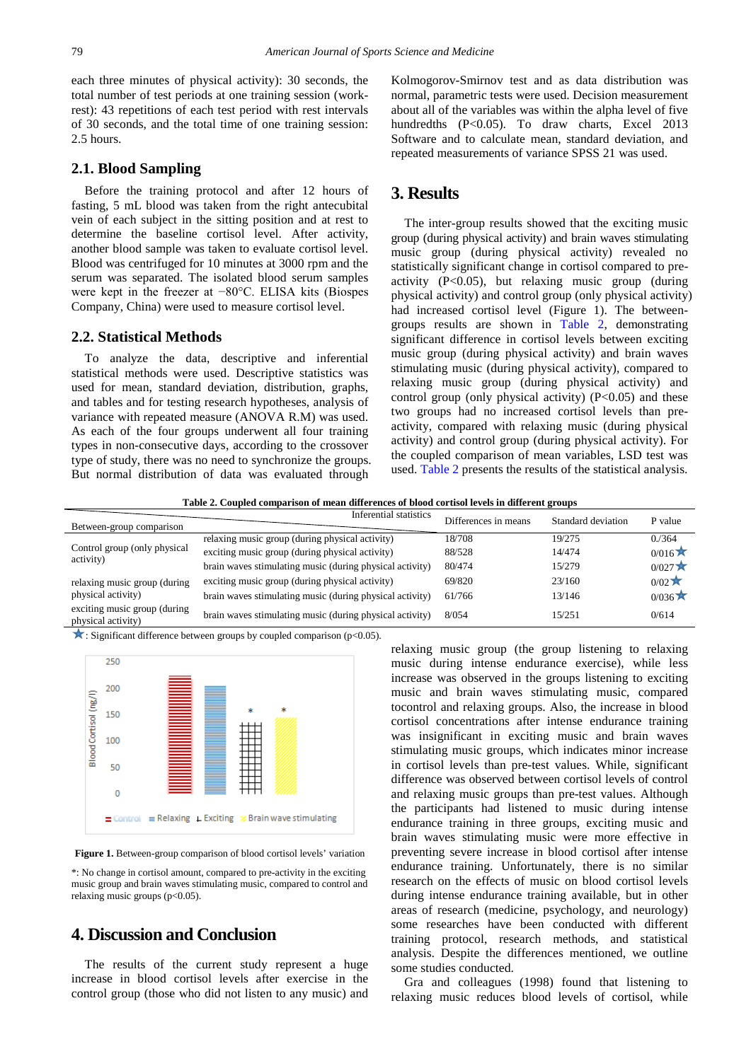each three minutes of physical activity): 30 seconds, the total number of test periods at one training session (work-rest): 43 repetitions of each test period with rest intervals of 30 seconds, and the total time of one training session: 2.5 hours.

## 2.1. Blood Sampling

Before the training protocol and after 12 hours of fasting, 5 mL blood was taken from the right antecubital vein of each subject in the sitting position and at rest to determine the baseline cortisol level. After activity, another blood sample was taken to evaluate cortisol level. Blood was centrifuged for 10 minutes at 3000 rpm and the serum was separated. The isolated blood serum samples were kept in the freezer at −80°C. ELISA kits (Biospes Company, China) were used to measure cortisol level.

## 2.2. Statistical Methods

To analyze the data, descriptive and inferential statistical methods were used. Descriptive statistics was used for mean, standard deviation, distribution, graphs, and tables and for testing research hypotheses, analysis of variance with repeated measure (ANOVA R.M) was used. As each of the four groups underwent all four training types in non-consecutive days, according to the crossover type of study, there was no need to synchronize the groups. But normal distribution of data was evaluated through Kolmogorov-Smirnov test and as data distribution was normal, parametric tests were used. Decision measurement about all of the variables was within the alpha level of five hundredths (P<0.05). To draw charts, Excel 2013 Software and to calculate mean, standard deviation, and repeated measurements of variance SPSS 21 was used.

# 3. Results

The inter-group results showed that the exciting music group (during physical activity) and brain waves stimulating music group (during physical activity) revealed no statistically significant change in cortisol compared to pre-activity (P<0.05), but relaxing music group (during physical activity) and control group (only physical activity) had increased cortisol level (Figure 1). The between-groups results are shown in Table 2, demonstrating significant difference in cortisol levels between exciting music group (during physical activity) and brain waves stimulating music (during physical activity), compared to relaxing music group (during physical activity) and control group (only physical activity) (P<0.05) and these two groups had no increased cortisol levels than pre-activity, compared with relaxing music (during physical activity) and control group (during physical activity). For the coupled comparison of mean variables, LSD test was used. Table 2 presents the results of the statistical analysis.

**Table 2. Coupled comparison of mean differences of blood cortisol levels in different groups**

| Between-group comparison | Inferential statistics | Differences in means | Standard deviation | P value |
|---|---|---|---|---|
| Control group (only physical activity) | relaxing music group (during physical activity) | 18/708 | 19/275 | 0./364 |
| | exciting music group (during physical activity) | 88/528 | 14/474 | 0/016★ |
| | brain waves stimulating music (during physical activity) | 80/474 | 15/279 | 0/027★ |
| relaxing music group (during physical activity) | exciting music group (during physical activity) | 69/820 | 23/160 | 0/02★ |
| | brain waves stimulating music (during physical activity) | 61/766 | 13/146 | 0/036★ |
| exciting music group (during physical activity) | brain waves stimulating music (during physical activity) | 8/054 | 15/251 | 0/614 |

★: Significant difference between groups by coupled comparison (p<0.05).

**Figure 1.** Between-group comparison of blood cortisol levels' variation

*: No change in cortisol amount, compared to pre-activity in the exciting music group and brain waves stimulating music, compared to control and relaxing music groups (p<0.05).

# 4. Discussion and Conclusion

The results of the current study represent a huge increase in blood cortisol levels after exercise in the control group (those who did not listen to any music) and relaxing music group (the group listening to relaxing music during intense endurance exercise), while less increase was observed in the groups listening to exciting music and brain waves stimulating music, compared tocontrol and relaxing groups. Also, the increase in blood cortisol concentrations after intense endurance training was insignificant in exciting music and brain waves stimulating music groups, which indicates minor increase in cortisol levels than pre-test values. While, significant difference was observed between cortisol levels of control and relaxing music groups than pre-test values. Although the participants had listened to music during intense endurance training in three groups, exciting music and brain waves stimulating music were more effective in preventing severe increase in blood cortisol after intense endurance training. Unfortunately, there is no similar research on the effects of music on blood cortisol levels during intense endurance training available, but in other areas of research (medicine, psychology, and neurology) some researches have been conducted with different training protocol, research methods, and statistical analysis. Despite the differences mentioned, we outline some studies conducted.

Gra and colleagues (1998) found that listening to relaxing music reduces blood levels of cortisol, while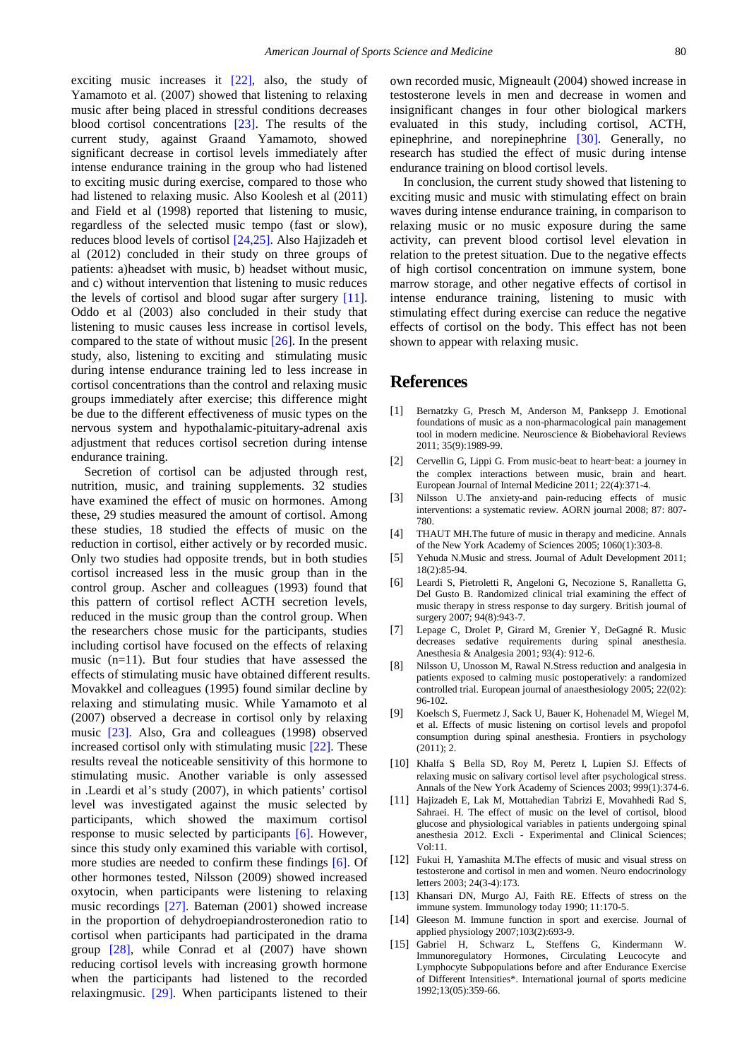exciting music increases it [22], also, the study of Yamamoto et al. (2007) showed that listening to relaxing music after being placed in stressful conditions decreases blood cortisol concentrations [23]. The results of the current study, against Graand Yamamoto, showed significant decrease in cortisol levels immediately after intense endurance training in the group who had listened to exciting music during exercise, compared to those who had listened to relaxing music. Also Koolesh et al (2011) and Field et al (1998) reported that listening to music, regardless of the selected music tempo (fast or slow), reduces blood levels of cortisol [24,25]. Also Hajizadeh et al (2012) concluded in their study on three groups of patients: a)headset with music, b) headset without music, and c) without intervention that listening to music reduces the levels of cortisol and blood sugar after surgery [11]. Oddo et al (2003) also concluded in their study that listening to music causes less increase in cortisol levels, compared to the state of without music [26]. In the present study, also, listening to exciting and stimulating music during intense endurance training led to less increase in cortisol concentrations than the control and relaxing music groups immediately after exercise; this difference might be due to the different effectiveness of music types on the nervous system and hypothalamic-pituitary-adrenal axis adjustment that reduces cortisol secretion during intense endurance training.

Secretion of cortisol can be adjusted through rest, nutrition, music, and training supplements. 32 studies have examined the effect of music on hormones. Among these, 29 studies measured the amount of cortisol. Among these studies, 18 studied the effects of music on the reduction in cortisol, either actively or by recorded music. Only two studies had opposite trends, but in both studies cortisol increased less in the music group than in the control group. Ascher and colleagues (1993) found that this pattern of cortisol reflect ACTH secretion levels, reduced in the music group than the control group. When the researchers chose music for the participants, studies including cortisol have focused on the effects of relaxing music (n=11). But four studies that have assessed the effects of stimulating music have obtained different results. Movakkel and colleagues (1995) found similar decline by relaxing and stimulating music. While Yamamoto et al (2007) observed a decrease in cortisol only by relaxing music [23]. Also, Gra and colleagues (1998) observed increased cortisol only with stimulating music [22]. These results reveal the noticeable sensitivity of this hormone to stimulating music. Another variable is only assessed in .Leardi et al's study (2007), in which patients' cortisol level was investigated against the music selected by participants, which showed the maximum cortisol response to music selected by participants [6]. However, since this study only examined this variable with cortisol, more studies are needed to confirm these findings [6]. Of other hormones tested, Nilsson (2009) showed increased oxytocin, when participants were listening to relaxing music recordings [27]. Bateman (2001) showed increase in the proportion of dehydroepiandrosteronedion ratio to cortisol when participants had participated in the drama group [28], while Conrad et al (2007) have shown reducing cortisol levels with increasing growth hormone when the participants had listened to the recorded relaxingmusic. [29]. When participants listened to their own recorded music, Migneault (2004) showed increase in testosterone levels in men and decrease in women and insignificant changes in four other biological markers evaluated in this study, including cortisol, ACTH, epinephrine, and norepinephrine [30]. Generally, no research has studied the effect of music during intense endurance training on blood cortisol levels.

In conclusion, the current study showed that listening to exciting music and music with stimulating effect on brain waves during intense endurance training, in comparison to relaxing music or no music exposure during the same activity, can prevent blood cortisol level elevation in relation to the pretest situation. Due to the negative effects of high cortisol concentration on immune system, bone marrow storage, and other negative effects of cortisol in intense endurance training, listening to music with stimulating effect during exercise can reduce the negative effects of cortisol on the body. This effect has not been shown to appear with relaxing music.

## References

[1] Bernatzky G, Presch M, Anderson M, Panksepp J. Emotional foundations of music as a non-pharmacological pain management tool in modern medicine. Neuroscience & Biobehavioral Reviews 2011; 35(9):1989-99.

[2] Cervellin G, Lippi G. From music-beat to heart-beat: a journey in the complex interactions between music, brain and heart. European Journal of Internal Medicine 2011; 22(4):371-4.

[3] Nilsson U.The anxiety-and pain-reducing effects of music interventions: a systematic review. AORN journal 2008; 87: 807-780.

[4] THAUT MH.The future of music in therapy and medicine. Annals of the New York Academy of Sciences 2005; 1060(1):303-8.

[5] Yehuda N.Music and stress. Journal of Adult Development 2011; 18(2):85-94.

[6] Leardi S, Pietroletti R, Angeloni G, Necozione S, Ranalletta G, Del Gusto B. Randomized clinical trial examining the effect of music therapy in stress response to day surgery. British journal of surgery 2007; 94(8):943-7.

[7] Lepage C, Drolet P, Girard M, Grenier Y, DeGagné R. Music decreases sedative requirements during spinal anesthesia. Anesthesia & Analgesia 2001; 93(4): 912-6.

[8] Nilsson U, Unosson M, Rawal N.Stress reduction and analgesia in patients exposed to calming music postoperatively: a randomized controlled trial. European journal of anaesthesiology 2005; 22(02): 96-102.

[9] Koelsch S, Fuermetz J, Sack U, Bauer K, Hohenadel M, Wiegel M, et al. Effects of music listening on cortisol levels and propofol consumption during spinal anesthesia. Frontiers in psychology (2011); 2.

[10] Khalfa S Bella SD, Roy M, Peretz I, Lupien SJ. Effects of relaxing music on salivary cortisol level after psychological stress. Annals of the New York Academy of Sciences 2003; 999(1):374-6.

[11] Hajizadeh E, Lak M, Mottahedian Tabrizi E, Movahhedi Rad S, Sahraei. H. The effect of music on the level of cortisol, blood glucose and physiological variables in patients undergoing spinal anesthesia 2012. Excli - Experimental and Clinical Sciences; Vol:11.

[12] Fukui H, Yamashita M.The effects of music and visual stress on testosterone and cortisol in men and women. Neuro endocrinology letters 2003; 24(3-4):173.

[13] Khansari DN, Murgo AJ, Faith RE. Effects of stress on the immune system. Immunology today 1990; 11:170-5.

[14] Gleeson M. Immune function in sport and exercise. Journal of applied physiology 2007;103(2):693-9.

[15] Gabriel H, Schwarz L, Steffens G, Kindermann W. Immunoregulatory Hormones, Circulating Leucocyte and Lymphocyte Subpopulations before and after Endurance Exercise of Different Intensities*. International journal of sports medicine 1992;13(05):359-66.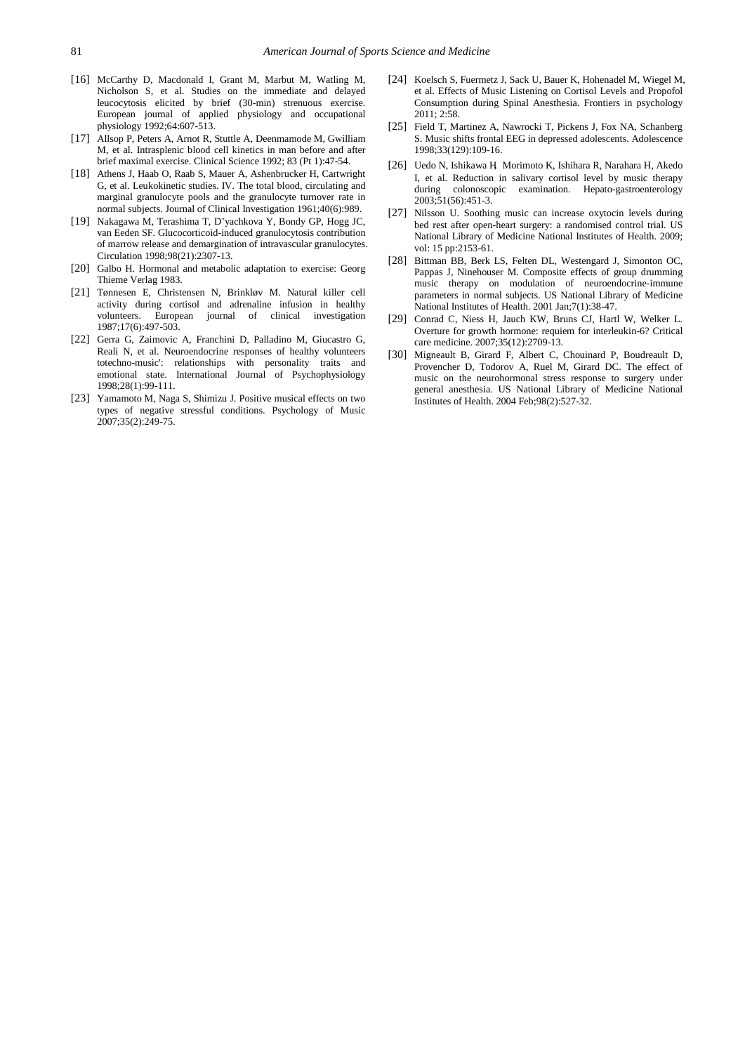[16] McCarthy D, Macdonald I, Grant M, Marbut M, Watling M, Nicholson S, et al. Studies on the immediate and delayed leucocytosis elicited by brief (30-min) strenuous exercise. European journal of applied physiology and occupational physiology 1992;64:607-513.

[17] Allsop P, Peters A, Arnot R, Stuttle A, Deenmamode M, Gwilliam M, et al. Intrasplenic blood cell kinetics in man before and after brief maximal exercise. Clinical Science 1992; 83 (Pt 1):47-54.

[18] Athens J, Haab O, Raab S, Mauer A, Ashenbrucker H, Cartwright G, et al. Leukokinetic studies. IV. The total blood, circulating and marginal granulocyte pools and the granulocyte turnover rate in normal subjects. Journal of Clinical Investigation 1961;40(6):989.

[19] Nakagawa M, Terashima T, D'yachkova Y, Bondy GP, Hogg JC, van Eeden SF. Glucocorticoid-induced granulocytosis contribution of marrow release and demargination of intravascular granulocytes. Circulation 1998;98(21):2307-13.

[20] Galbo H. Hormonal and metabolic adaptation to exercise: Georg Thieme Verlag 1983.

[21] Tønnesen E, Christensen N, Brinkløv M. Natural killer cell activity during cortisol and adrenaline infusion in healthy volunteers. European journal of clinical investigation 1987;17(6):497-503.

[22] Gerra G, Zaimovic A, Franchini D, Palladino M, Giucastro G, Reali N, et al. Neuroendocrine responses of healthy volunteers totechno-music': relationships with personality traits and emotional state. International Journal of Psychophysiology 1998;28(1):99-111.

[23] Yamamoto M, Naga S, Shimizu J. Positive musical effects on two types of negative stressful conditions. Psychology of Music 2007;35(2):249-75.

[24] Koelsch S, Fuermetz J, Sack U, Bauer K, Hohenadel M, Wiegel M, et al. Effects of Music Listening on Cortisol Levels and Propofol Consumption during Spinal Anesthesia. Frontiers in psychology 2011; 2:58.

[25] Field T, Martinez A, Nawrocki T, Pickens J, Fox NA, Schanberg S. Music shifts frontal EEG in depressed adolescents. Adolescence 1998;33(129):109-16.

[26] Uedo N, Ishikawa H Morimoto K, Ishihara R, Narahara H, Akedo I, et al. Reduction in salivary cortisol level by music therapy during colonoscopic examination. Hepato-gastroenterology 2003;51(56):451-3.

[27] Nilsson U. Soothing music can increase oxytocin levels during bed rest after open-heart surgery: a randomised control trial. US National Library of Medicine National Institutes of Health. 2009; vol: 15 pp:2153-61.

[28] Bittman BB, Berk LS, Felten DL, Westengard J, Simonton OC, Pappas J, Ninehouser M. Composite effects of group drumming music therapy on modulation of neuroendocrine-immune parameters in normal subjects. US National Library of Medicine National Institutes of Health. 2001 Jan;7(1):38-47.

[29] Conrad C, Niess H, Jauch KW, Bruns CJ, Hartl W, Welker L. Overture for growth hormone: requiem for interleukin-6? Critical care medicine. 2007;35(12):2709-13.

[30] Migneault B, Girard F, Albert C, Chouinard P, Boudreault D, Provencher D, Todorov A, Ruel M, Girard DC. The effect of music on the neurohormonal stress response to surgery under general anesthesia. US National Library of Medicine National Institutes of Health. 2004 Feb;98(2):527-32.